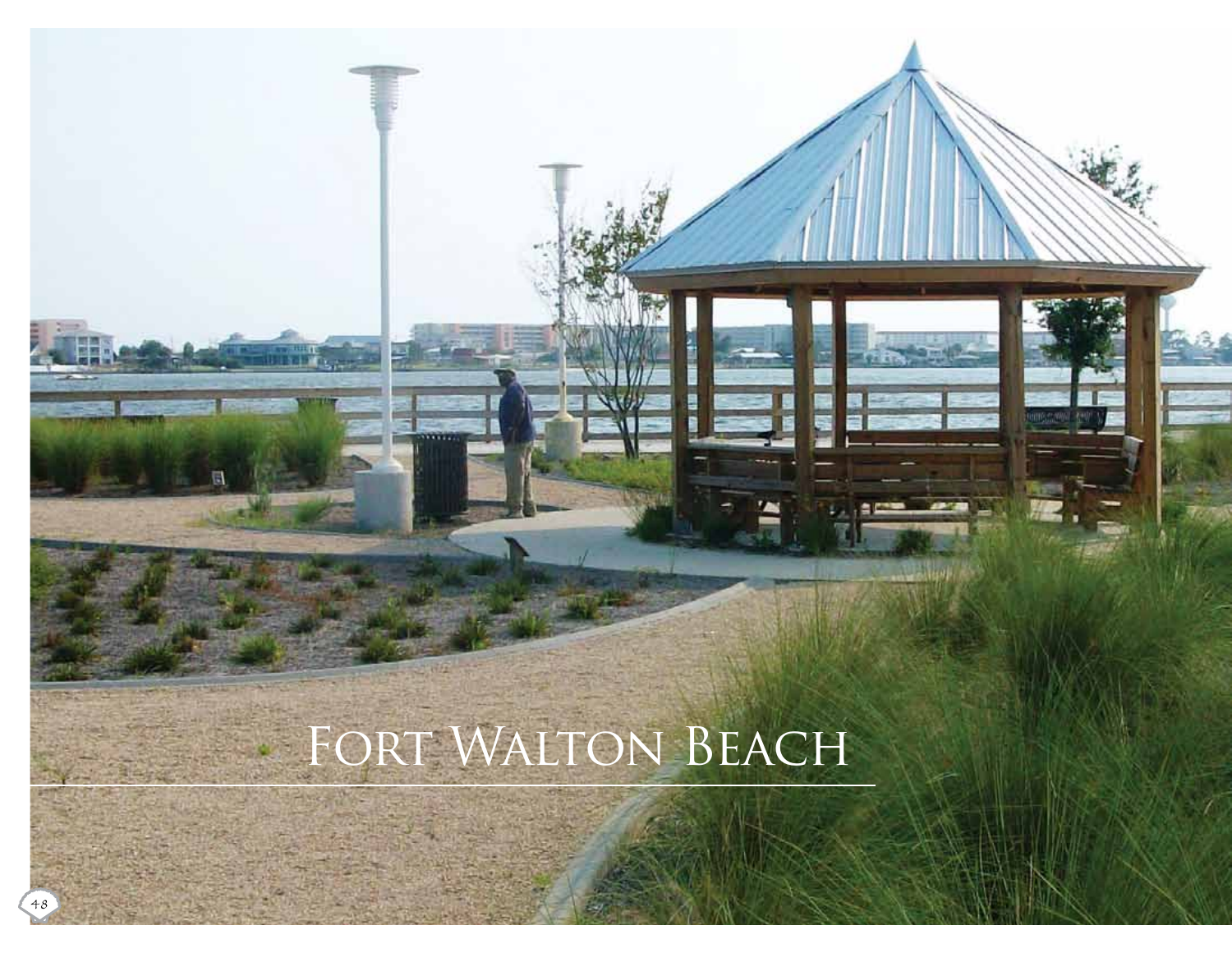# Fort Walton Beach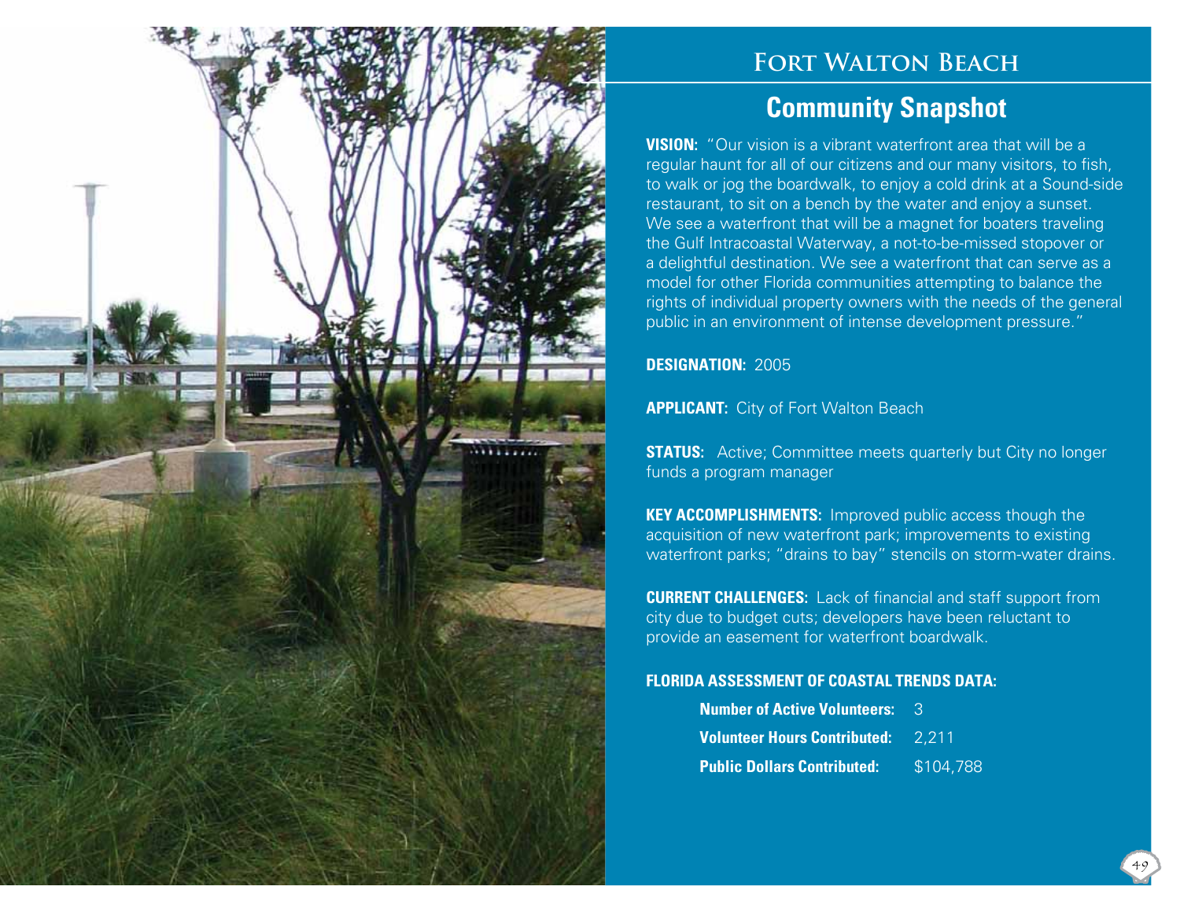# Fort Walton Beach

## Community Snapshot

**VISION:** "Our vision is a vibrant waterfront area that will be a regular haunt for all of our citizens and our many visitors, to fish, to walk or jog the boardwalk, to enjoy a cold drink at a Sound-side restaurant, to sit on a bench by the water and enjoy a sunset. We see a waterfront that will be a magnet for boaters traveling the Gulf Intracoastal Waterway, a not-to-be-missed stopover or a delightful destination. We see a waterfront that can serve as a model for other Florida communities attempting to balance the rights of individual property owners with the needs of the general public in an environment of intense development pressure."

**DESIGNATION:** 2005

**APPLICANT:** City of Fort Walton Beach

**STATUS:** Active; Committee meets quarterly but City no longer funds a program manager

**KEY ACCOMPLISHMENTS:** Improved public access though the acquisition of new waterfront park; improvements to existing waterfront parks; "drains to bay" stencils on storm-water drains.

**CURRENT CHALLENGES:** Lack of financial and staff support from city due to budget cuts; developers have been reluctant to provide an easement for waterfront boardwalk.

**FLORIDA ASSESSMENT OF COASTAL TRENDS DATA:**

**Number of Active Volunteers:** 3

**Volunteer Hours Contributed:** 2,211

**Public Dollars Contributed:** $104,788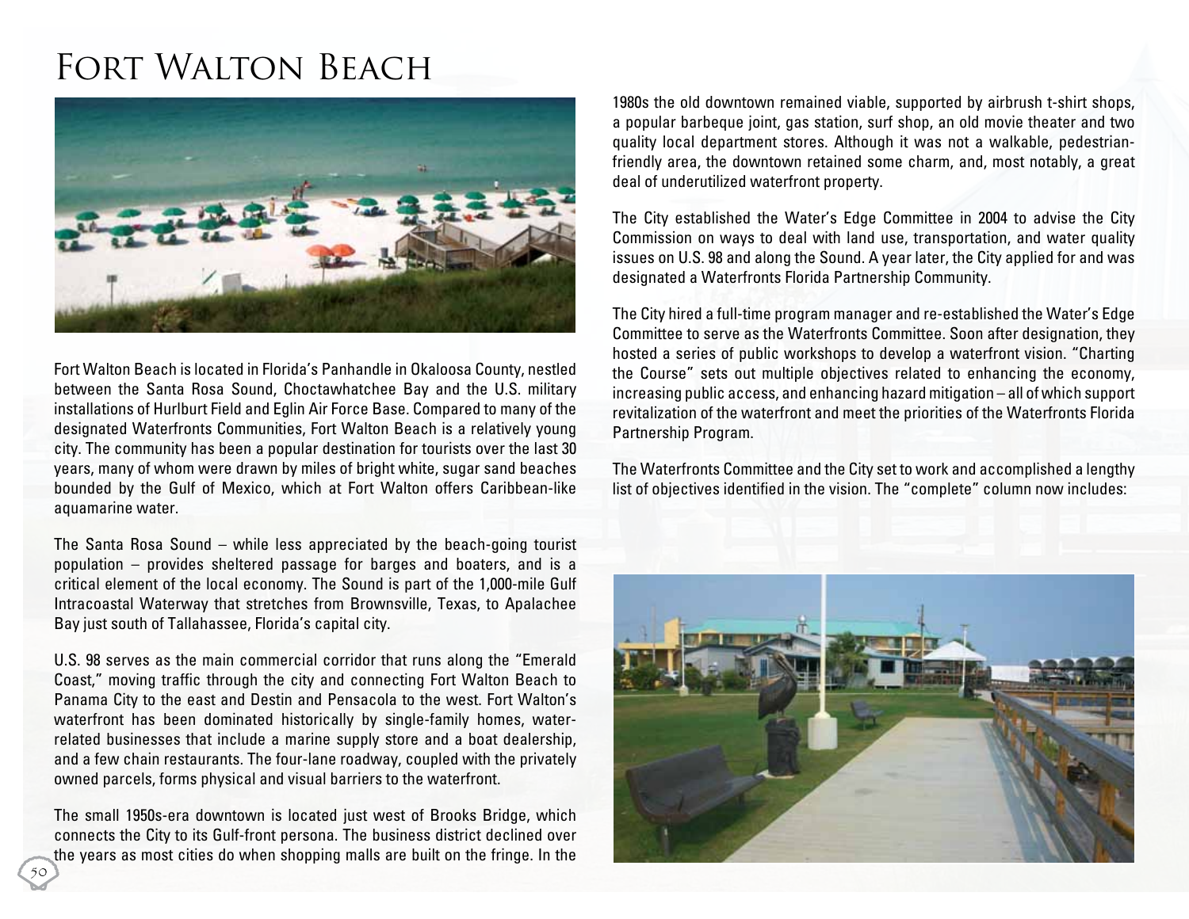# Fort Walton Beach

Fort Walton Beach is located in Florida's Panhandle in Okaloosa County, nestled between the Santa Rosa Sound, Choctawhatchee Bay and the U.S. military installations of Hurlburt Field and Eglin Air Force Base. Compared to many of the designated Waterfronts Communities, Fort Walton Beach is a relatively young city. The community has been a popular destination for tourists over the last 30 years, many of whom were drawn by miles of bright white, sugar sand beaches bounded by the Gulf of Mexico, which at Fort Walton offers Caribbean-like aquamarine water.

The Santa Rosa Sound – while less appreciated by the beach-going tourist population – provides sheltered passage for barges and boaters, and is a critical element of the local economy. The Sound is part of the 1,000-mile Gulf Intracoastal Waterway that stretches from Brownsville, Texas, to Apalachee Bay just south of Tallahassee, Florida's capital city.

U.S. 98 serves as the main commercial corridor that runs along the "Emerald Coast," moving traffic through the city and connecting Fort Walton Beach to Panama City to the east and Destin and Pensacola to the west. Fort Walton's waterfront has been dominated historically by single-family homes, water-related businesses that include a marine supply store and a boat dealership, and a few chain restaurants. The four-lane roadway, coupled with the privately owned parcels, forms physical and visual barriers to the waterfront.

The small 1950s-era downtown is located just west of Brooks Bridge, which connects the City to its Gulf-front persona. The business district declined over the years as most cities do when shopping malls are built on the fringe. In the 1980s the old downtown remained viable, supported by airbrush t-shirt shops, a popular barbeque joint, gas station, surf shop, an old movie theater and two quality local department stores. Although it was not a walkable, pedestrian-friendly area, the downtown retained some charm, and, most notably, a great deal of underutilized waterfront property.

The City established the Water's Edge Committee in 2004 to advise the City Commission on ways to deal with land use, transportation, and water quality issues on U.S. 98 and along the Sound. A year later, the City applied for and was designated a Waterfronts Florida Partnership Community.

The City hired a full-time program manager and re-established the Water's Edge Committee to serve as the Waterfronts Committee. Soon after designation, they hosted a series of public workshops to develop a waterfront vision. "Charting the Course" sets out multiple objectives related to enhancing the economy, increasing public access, and enhancing hazard mitigation – all of which support revitalization of the waterfront and meet the priorities of the Waterfronts Florida Partnership Program.

The Waterfronts Committee and the City set to work and accomplished a lengthy list of objectives identified in the vision. The "complete" column now includes: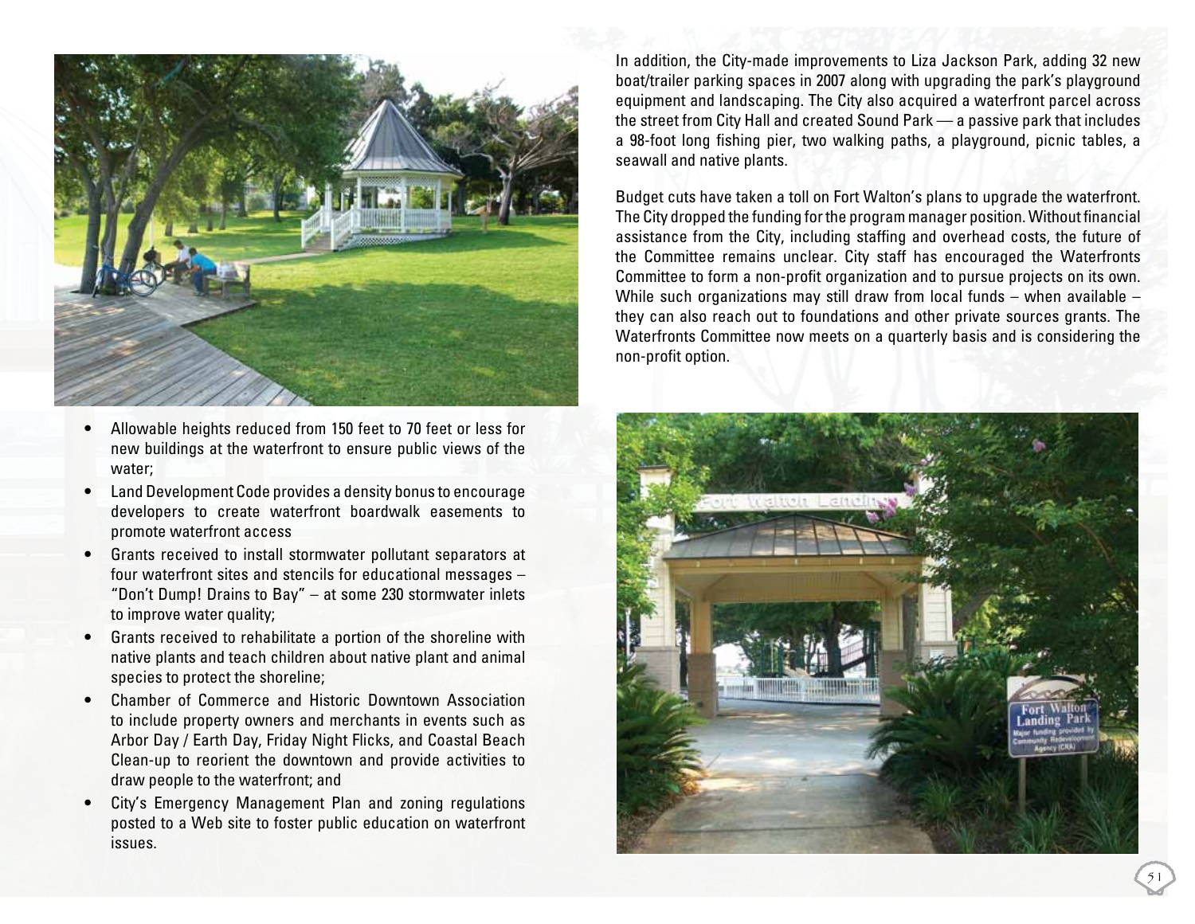- Allowable heights reduced from 150 feet to 70 feet or less for new buildings at the waterfront to ensure public views of the water;
- Land Development Code provides a density bonus to encourage developers to create waterfront boardwalk easements to promote waterfront access
- Grants received to install stormwater pollutant separators at four waterfront sites and stencils for educational messages – "Don't Dump! Drains to Bay" – at some 230 stormwater inlets to improve water quality;
- Grants received to rehabilitate a portion of the shoreline with native plants and teach children about native plant and animal species to protect the shoreline;
- Chamber of Commerce and Historic Downtown Association to include property owners and merchants in events such as Arbor Day / Earth Day, Friday Night Flicks, and Coastal Beach Clean-up to reorient the downtown and provide activities to draw people to the waterfront; and
- City's Emergency Management Plan and zoning regulations posted to a Web site to foster public education on waterfront issues.

In addition, the City-made improvements to Liza Jackson Park, adding 32 new boat/trailer parking spaces in 2007 along with upgrading the park's playground equipment and landscaping. The City also acquired a waterfront parcel across the street from City Hall and created Sound Park — a passive park that includes a 98-foot long fishing pier, two walking paths, a playground, picnic tables, a seawall and native plants.

Budget cuts have taken a toll on Fort Walton's plans to upgrade the waterfront. The City dropped the funding for the program manager position. Without financial assistance from the City, including staffing and overhead costs, the future of the Committee remains unclear. City staff has encouraged the Waterfronts Committee to form a non-profit organization and to pursue projects on its own. While such organizations may still draw from local funds – when available – they can also reach out to foundations and other private sources grants. The Waterfronts Committee now meets on a quarterly basis and is considering the non-profit option.